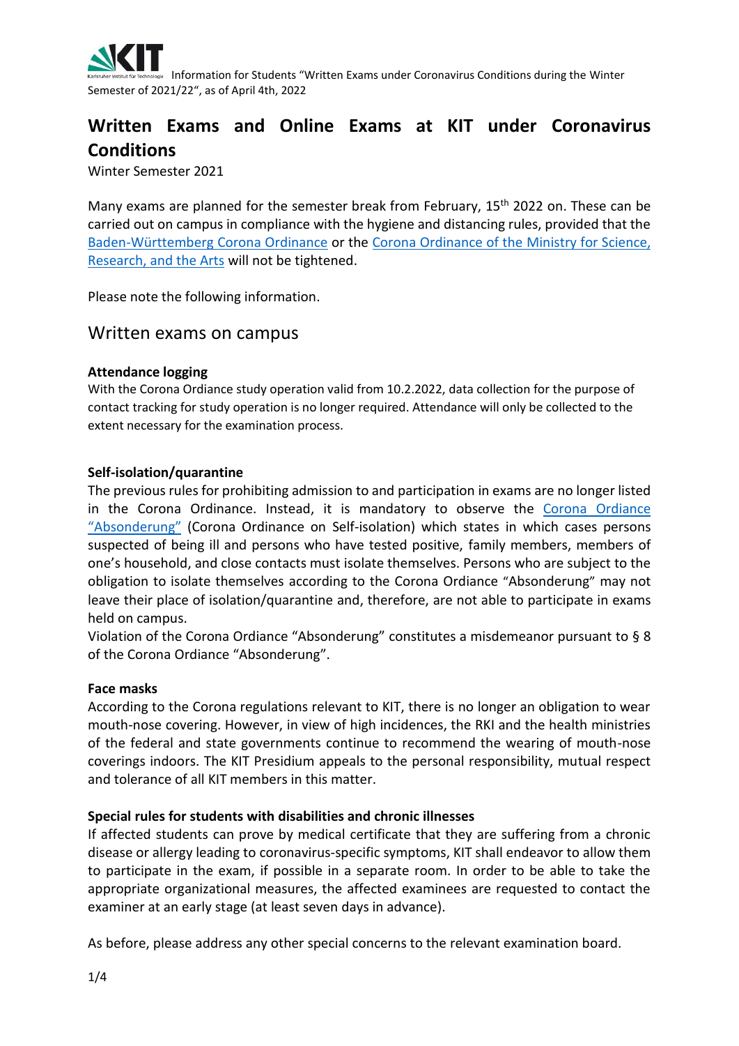# Written Exams and Online Exams at KIT under Coronavirus Conditions

Winter Semester 2021

Many exams are planned for the semester break from February, 15th 2022 on. These can be carried out on campus in compliance with the hygiene and distancing rules, provided that the Baden-Württemberg Corona Ordinance or the Corona Ordinance of the Ministry for Science, Research, and the Arts will not be tightened.

Please note the following information.

## Written exams on campus

### Attendance logging

With the Corona Ordiance study operation valid from 10.2.2022, data collection for the purpose of contact tracking for study operation is no longer required. Attendance will only be collected to the extent necessary for the examination process.

### Self-isolation/quarantine

The previous rules for prohibiting admission to and participation in exams are no longer listed in the Corona Ordinance. Instead, it is mandatory to observe the Corona Ordiance "Absonderung" (Corona Ordinance on Self-isolation) which states in which cases persons suspected of being ill and persons who have tested positive, family members, members of one's household, and close contacts must isolate themselves. Persons who are subject to the obligation to isolate themselves according to the Corona Ordiance "Absonderung" may not leave their place of isolation/quarantine and, therefore, are not able to participate in exams held on campus.

Violation of the Corona Ordiance "Absonderung" constitutes a misdemeanor pursuant to § 8 of the Corona Ordiance "Absonderung".

### Face masks

According to the Corona regulations relevant to KIT, there is no longer an obligation to wear mouth-nose covering. However, in view of high incidences, the RKI and the health ministries of the federal and state governments continue to recommend the wearing of mouth-nose coverings indoors. The KIT Presidium appeals to the personal responsibility, mutual respect and tolerance of all KIT members in this matter.

### Special rules for students with disabilities and chronic illnesses

If affected students can prove by medical certificate that they are suffering from a chronic disease or allergy leading to coronavirus-specific symptoms, KIT shall endeavor to allow them to participate in the exam, if possible in a separate room. In order to be able to take the appropriate organizational measures, the affected examinees are requested to contact the examiner at an early stage (at least seven days in advance).

As before, please address any other special concerns to the relevant examination board.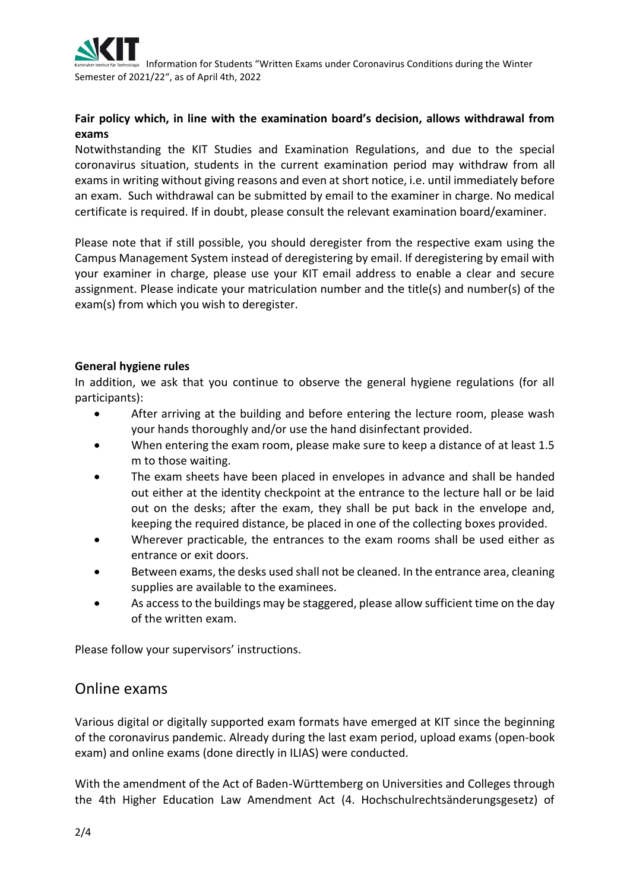**Fair policy which, in line with the examination board's decision, allows withdrawal from exams**

Notwithstanding the KIT Studies and Examination Regulations, and due to the special coronavirus situation, students in the current examination period may withdraw from all exams in writing without giving reasons and even at short notice, i.e. until immediately before an exam. Such withdrawal can be submitted by email to the examiner in charge. No medical certificate is required. If in doubt, please consult the relevant examination board/examiner.

Please note that if still possible, you should deregister from the respective exam using the Campus Management System instead of deregistering by email. If deregistering by email with your examiner in charge, please use your KIT email address to enable a clear and secure assignment. Please indicate your matriculation number and the title(s) and number(s) of the exam(s) from which you wish to deregister.

**General hygiene rules**

In addition, we ask that you continue to observe the general hygiene regulations (for all participants):

- After arriving at the building and before entering the lecture room, please wash your hands thoroughly and/or use the hand disinfectant provided.
- When entering the exam room, please make sure to keep a distance of at least 1.5 m to those waiting.
- The exam sheets have been placed in envelopes in advance and shall be handed out either at the identity checkpoint at the entrance to the lecture hall or be laid out on the desks; after the exam, they shall be put back in the envelope and, keeping the required distance, be placed in one of the collecting boxes provided.
- Wherever practicable, the entrances to the exam rooms shall be used either as entrance or exit doors.
- Between exams, the desks used shall not be cleaned. In the entrance area, cleaning supplies are available to the examinees.
- As access to the buildings may be staggered, please allow sufficient time on the day of the written exam.

Please follow your supervisors' instructions.

## Online exams

Various digital or digitally supported exam formats have emerged at KIT since the beginning of the coronavirus pandemic. Already during the last exam period, upload exams (open-book exam) and online exams (done directly in ILIAS) were conducted.

With the amendment of the Act of Baden-Württemberg on Universities and Colleges through the 4th Higher Education Law Amendment Act (4. Hochschulrechtsänderungsgesetz) of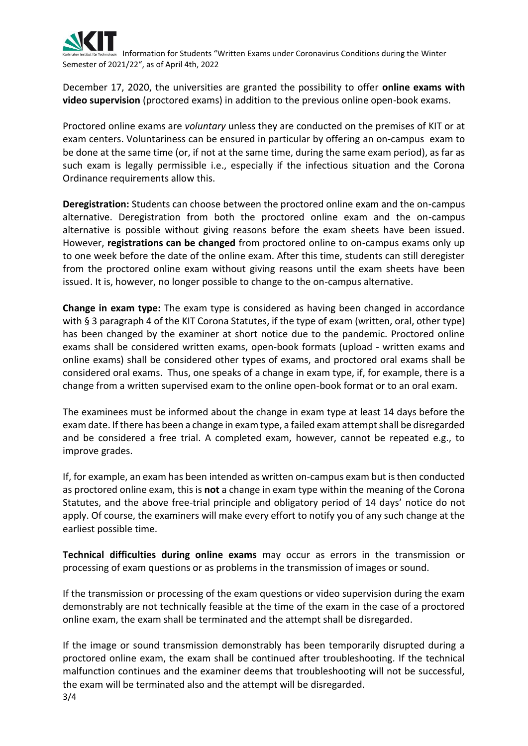December 17, 2020, the universities are granted the possibility to offer **online exams with video supervision** (proctored exams) in addition to the previous online open-book exams.

Proctored online exams are *voluntary* unless they are conducted on the premises of KIT or at exam centers. Voluntariness can be ensured in particular by offering an on-campus exam to be done at the same time (or, if not at the same time, during the same exam period), as far as such exam is legally permissible i.e., especially if the infectious situation and the Corona Ordinance requirements allow this.

**Deregistration:** Students can choose between the proctored online exam and the on-campus alternative. Deregistration from both the proctored online exam and the on-campus alternative is possible without giving reasons before the exam sheets have been issued. However, **registrations can be changed** from proctored online to on-campus exams only up to one week before the date of the online exam. After this time, students can still deregister from the proctored online exam without giving reasons until the exam sheets have been issued. It is, however, no longer possible to change to the on-campus alternative.

**Change in exam type:** The exam type is considered as having been changed in accordance with § 3 paragraph 4 of the KIT Corona Statutes, if the type of exam (written, oral, other type) has been changed by the examiner at short notice due to the pandemic. Proctored online exams shall be considered written exams, open-book formats (upload - written exams and online exams) shall be considered other types of exams, and proctored oral exams shall be considered oral exams. Thus, one speaks of a change in exam type, if, for example, there is a change from a written supervised exam to the online open-book format or to an oral exam.

The examinees must be informed about the change in exam type at least 14 days before the exam date. If there has been a change in exam type, a failed exam attempt shall be disregarded and be considered a free trial. A completed exam, however, cannot be repeated e.g., to improve grades.

If, for example, an exam has been intended as written on-campus exam but is then conducted as proctored online exam, this is **not** a change in exam type within the meaning of the Corona Statutes, and the above free-trial principle and obligatory period of 14 days' notice do not apply. Of course, the examiners will make every effort to notify you of any such change at the earliest possible time.

**Technical difficulties during online exams** may occur as errors in the transmission or processing of exam questions or as problems in the transmission of images or sound.

If the transmission or processing of the exam questions or video supervision during the exam demonstrably are not technically feasible at the time of the exam in the case of a proctored online exam, the exam shall be terminated and the attempt shall be disregarded.

If the image or sound transmission demonstrably has been temporarily disrupted during a proctored online exam, the exam shall be continued after troubleshooting. If the technical malfunction continues and the examiner deems that troubleshooting will not be successful, the exam will be terminated also and the attempt will be disregarded.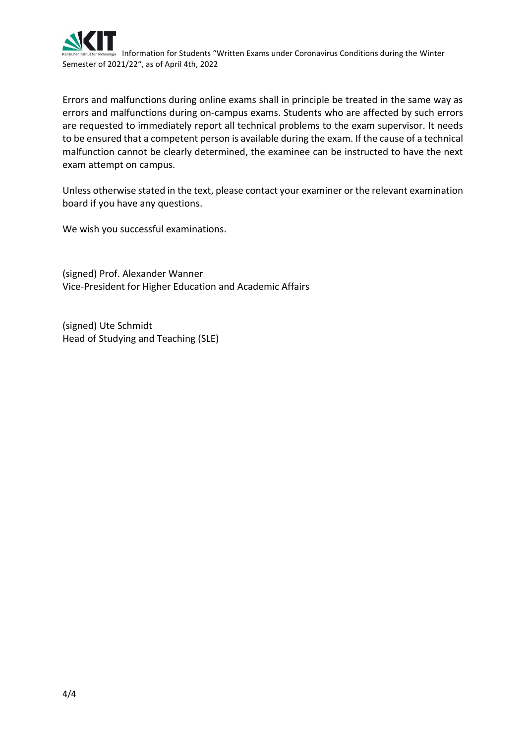Errors and malfunctions during online exams shall in principle be treated in the same way as errors and malfunctions during on-campus exams. Students who are affected by such errors are requested to immediately report all technical problems to the exam supervisor. It needs to be ensured that a competent person is available during the exam. If the cause of a technical malfunction cannot be clearly determined, the examinee can be instructed to have the next exam attempt on campus.

Unless otherwise stated in the text, please contact your examiner or the relevant examination board if you have any questions.

We wish you successful examinations.

(signed) Prof. Alexander Wanner
Vice-President for Higher Education and Academic Affairs

(signed) Ute Schmidt
Head of Studying and Teaching (SLE)